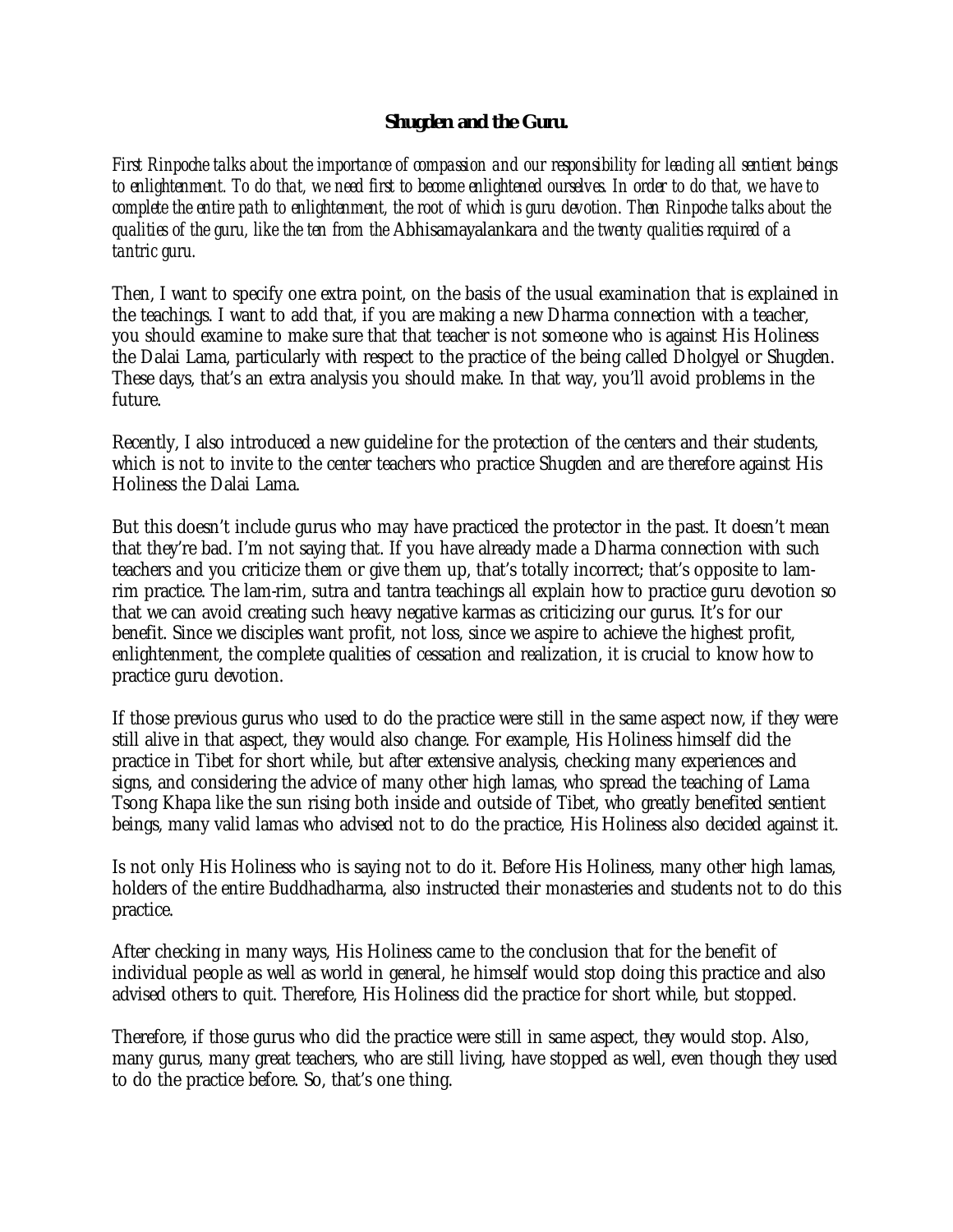# Shugden and the Guru.

*First Rinpoche talks about the importance of compassion and our responsibility for leading all sentient beings to enlightenment. To do that, we need first to become enlightened ourselves. In order to do that, we have to complete the entire path to enlightenment, the root of which is guru devotion. Then Rinpoche talks about the qualities of the guru, like the ten from the* Abhisamayalankara *and the twenty qualities required of a tantric guru.*

Then, I want to specify one extra point, on the basis of the usual examination that is explained in the teachings. I want to add that, if you are making a new Dharma connection with a teacher, you should examine to make sure that that teacher is not someone who is against His Holiness the Dalai Lama, particularly with respect to the practice of the being called Dholgyel or Shugden. These days, that's an extra analysis you should make. In that way, you'll avoid problems in the future.

Recently, I also introduced a new guideline for the protection of the centers and their students, which is not to invite to the center teachers who practice Shugden and are therefore against His Holiness the Dalai Lama.

But this doesn't include gurus who may have practiced the protector in the past. It doesn't mean that they're bad. I'm not saying that. If you have already made a Dharma connection with such teachers and you criticize them or give them up, that's totally incorrect; that's opposite to lam-rim practice. The lam-rim, sutra and tantra teachings all explain how to practice guru devotion so that we can avoid creating such heavy negative karmas as criticizing our gurus. It's for our benefit. Since we disciples want profit, not loss, since we aspire to achieve the highest profit, enlightenment, the complete qualities of cessation and realization, it is crucial to know how to practice guru devotion.

If those previous gurus who used to do the practice were still in the same aspect now, if they were still alive in that aspect, they would also change. For example, His Holiness himself did the practice in Tibet for short while, but after extensive analysis, checking many experiences and signs, and considering the advice of many other high lamas, who spread the teaching of Lama Tsong Khapa like the sun rising both inside and outside of Tibet, who greatly benefited sentient beings, many valid lamas who advised not to do the practice, His Holiness also decided against it.

Is not only His Holiness who is saying not to do it. Before His Holiness, many other high lamas, holders of the entire Buddhadharma, also instructed their monasteries and students not to do this practice.

After checking in many ways, His Holiness came to the conclusion that for the benefit of individual people as well as world in general, he himself would stop doing this practice and also advised others to quit. Therefore, His Holiness did the practice for short while, but stopped.

Therefore, if those gurus who did the practice were still in same aspect, they would stop. Also, many gurus, many great teachers, who are still living, have stopped as well, even though they used to do the practice before. So, that's one thing.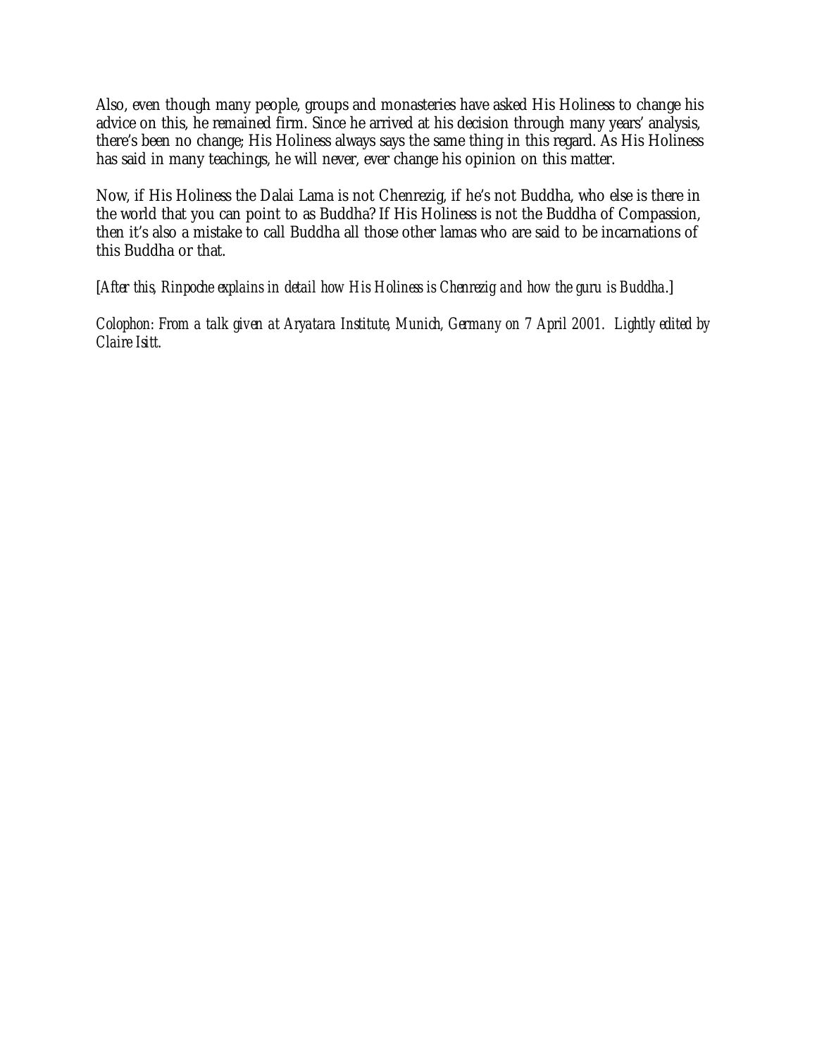Also, even though many people, groups and monasteries have asked His Holiness to change his advice on this, he remained firm. Since he arrived at his decision through many years' analysis, there's been no change; His Holiness always says the same thing in this regard. As His Holiness has said in many teachings, he will never, ever change his opinion on this matter.

Now, if His Holiness the Dalai Lama is not Chenrezig, if he's not Buddha, who else is there in the world that you can point to as Buddha? If His Holiness is not the Buddha of Compassion, then it's also a mistake to call Buddha all those other lamas who are said to be incarnations of this Buddha or that.

[*After this, Rinpoche explains in detail how His Holiness is Chenrezig and how the guru is Buddha.*]

*Colophon: From a talk given at Aryatara Institute, Munich, Germany on 7 April 2001. Lightly edited by Claire Isitt.*